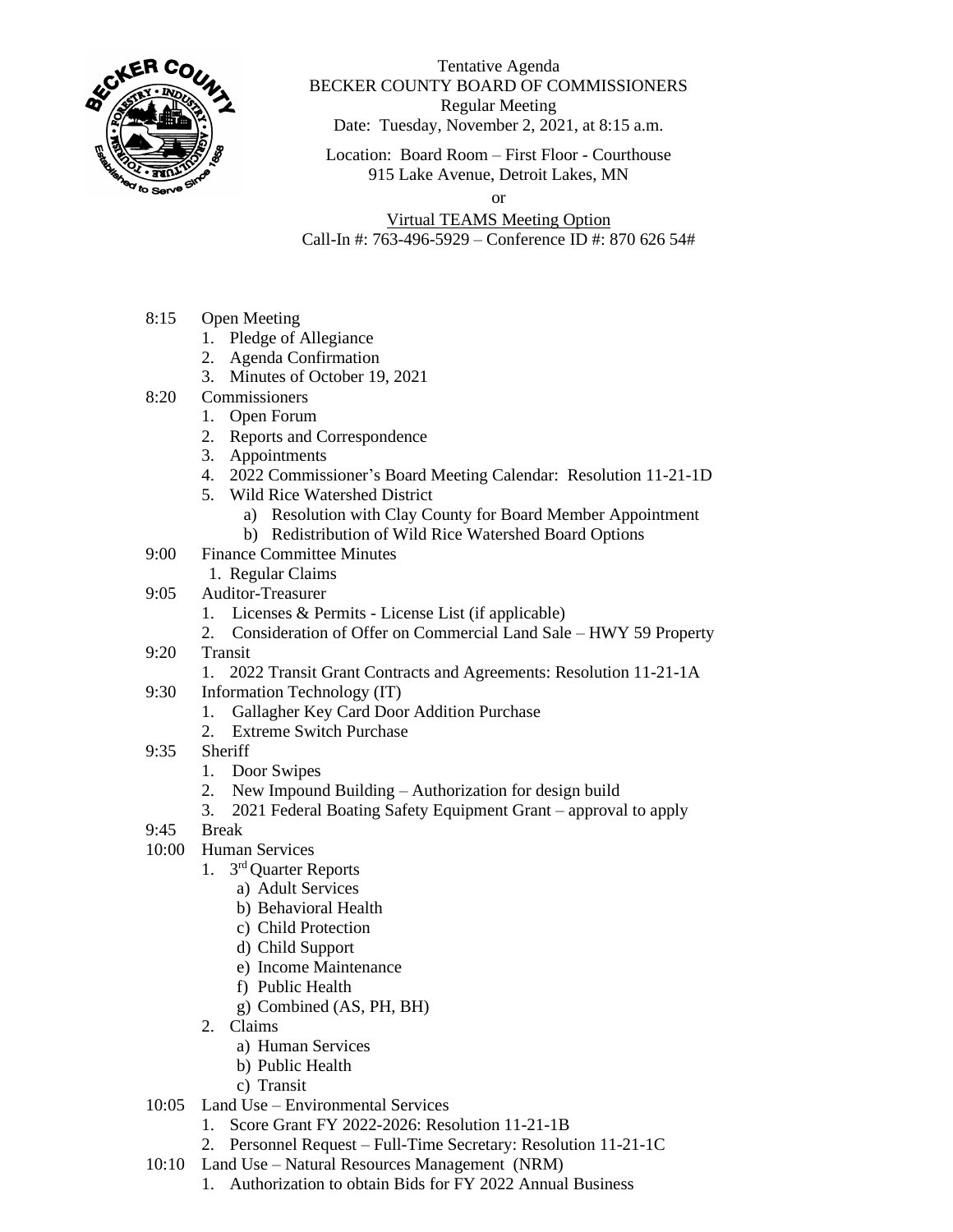Tentative Agenda
BECKER COUNTY BOARD OF COMMISSIONERS
Regular Meeting
Date: Tuesday, November 2, 2021, at 8:15 a.m.

Location: Board Room – First Floor - Courthouse
915 Lake Avenue, Detroit Lakes, MN

or

Virtual TEAMS Meeting Option
Call-In #: 763-496-5929 – Conference ID #: 870 626 54#

8:15 Open Meeting
1. Pledge of Allegiance
2. Agenda Confirmation
3. Minutes of October 19, 2021

8:20 Commissioners
1. Open Forum
2. Reports and Correspondence
3. Appointments
4. 2022 Commissioner's Board Meeting Calendar: Resolution 11-21-1D
5. Wild Rice Watershed District
   a) Resolution with Clay County for Board Member Appointment
   b) Redistribution of Wild Rice Watershed Board Options

9:00 Finance Committee Minutes
1. Regular Claims

9:05 Auditor-Treasurer
1. Licenses & Permits - License List (if applicable)
2. Consideration of Offer on Commercial Land Sale – HWY 59 Property

9:20 Transit
1. 2022 Transit Grant Contracts and Agreements: Resolution 11-21-1A

9:30 Information Technology (IT)
1. Gallagher Key Card Door Addition Purchase
2. Extreme Switch Purchase

9:35 Sheriff
1. Door Swipes
2. New Impound Building – Authorization for design build
3. 2021 Federal Boating Safety Equipment Grant – approval to apply

9:45 Break

10:00 Human Services
1. 3rd Quarter Reports
   a) Adult Services
   b) Behavioral Health
   c) Child Protection
   d) Child Support
   e) Income Maintenance
   f) Public Health
   g) Combined (AS, PH, BH)
2. Claims
   a) Human Services
   b) Public Health
   c) Transit

10:05 Land Use – Environmental Services
1. Score Grant FY 2022-2026: Resolution 11-21-1B
2. Personnel Request – Full-Time Secretary: Resolution 11-21-1C

10:10 Land Use – Natural Resources Management (NRM)
1. Authorization to obtain Bids for FY 2022 Annual Business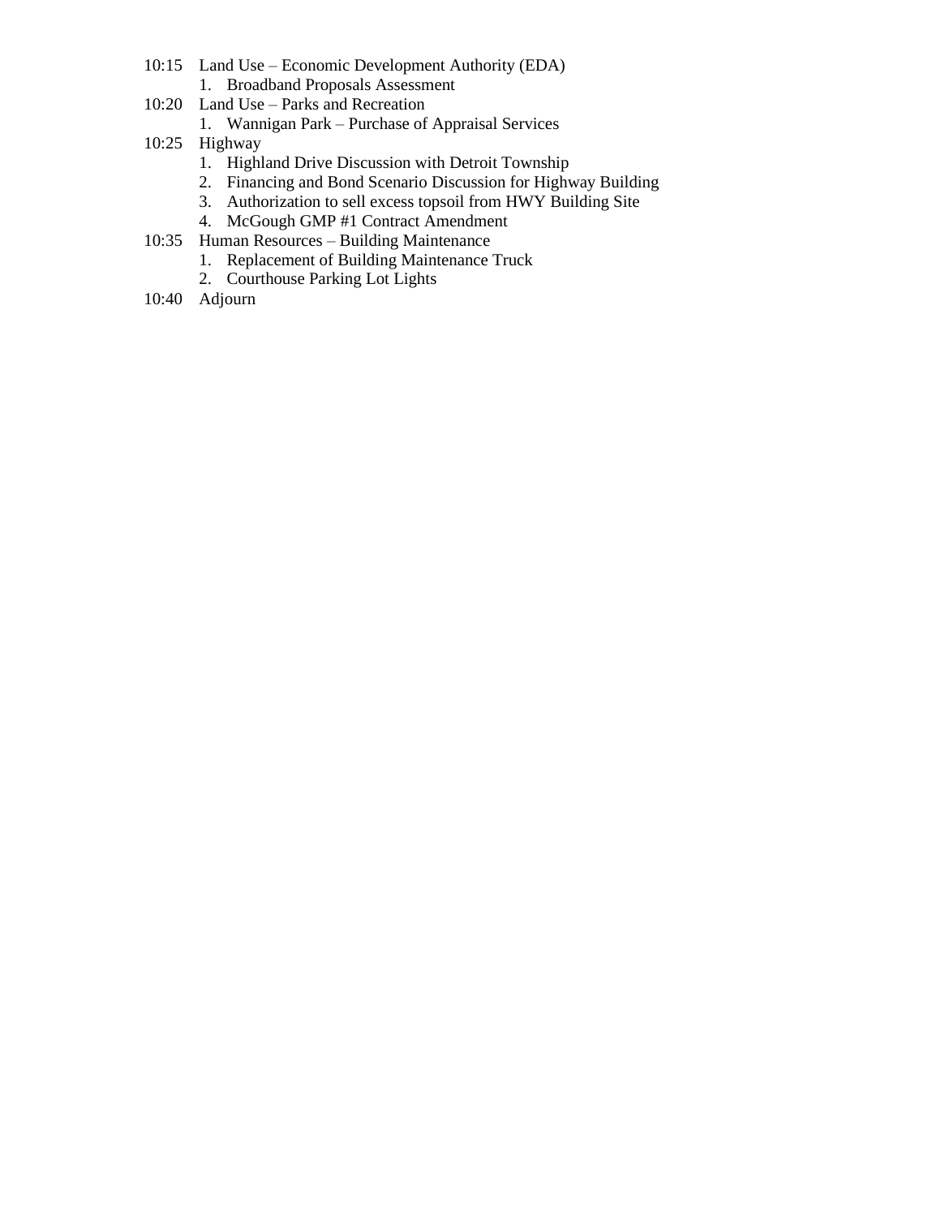10:15 Land Use – Economic Development Authority (EDA)

1. Broadband Proposals Assessment

10:20 Land Use – Parks and Recreation

1. Wannigan Park – Purchase of Appraisal Services

10:25 Highway

1. Highland Drive Discussion with Detroit Township
2. Financing and Bond Scenario Discussion for Highway Building
3. Authorization to sell excess topsoil from HWY Building Site
4. McGough GMP #1 Contract Amendment

10:35 Human Resources – Building Maintenance

1. Replacement of Building Maintenance Truck
2. Courthouse Parking Lot Lights

10:40 Adjourn